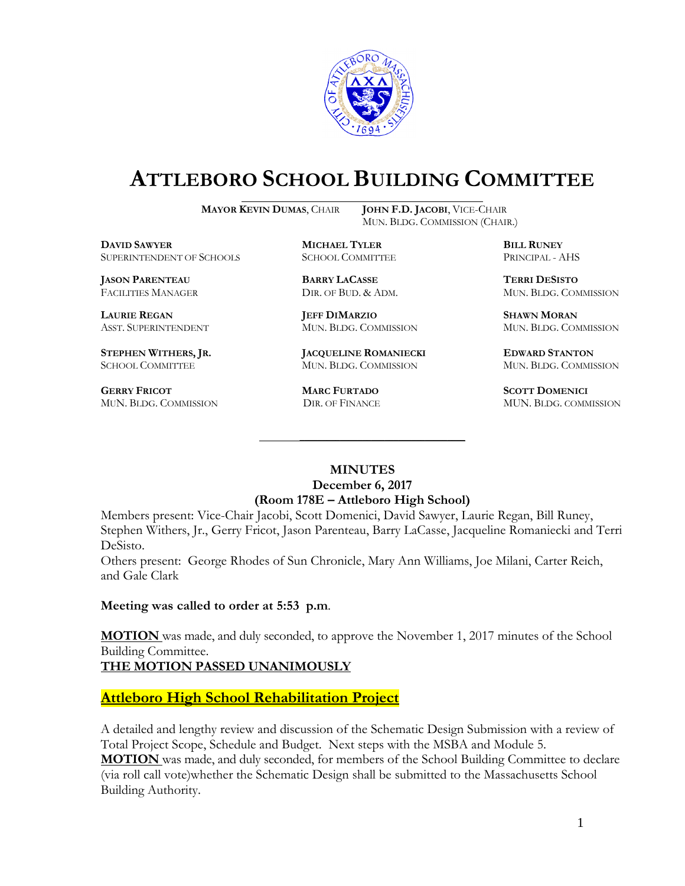# ATTLEBORO SCHOOL BUILDING COMMITTEE

**MAYOR KEVIN DUMAS**, CHAIR  **JOHN F.D. JACOBI**, VICE-CHAIR
MUN. BLDG. COMMISSION (CHAIR.)

**DAVID SAWYER**
SUPERINTENDENT OF SCHOOLS

**MICHAEL TYLER**
SCHOOL COMMITTEE

**BILL RUNEY**
PRINCIPAL - AHS

**JASON PARENTEAU**
FACILITIES MANAGER

**BARRY LACASSE**
DIR. OF BUD. & ADM.

**TERRI DESISTO**
MUN. BLDG. COMMISSION

**LAURIE REGAN**
ASST. SUPERINTENDENT

**JEFF DIMARZIO**
MUN. BLDG. COMMISSION

**SHAWN MORAN**
MUN. BLDG. COMMISSION

**STEPHEN WITHERS, JR.**
SCHOOL COMMITTEE

**JACQUELINE ROMANIECKI**
MUN. BLDG. COMMISSION

**EDWARD STANTON**
MUN. BLDG. COMMISSION

**GERRY FRICOT**
MUN. BLDG. COMMISSION

**MARC FURTADO**
DIR. OF FINANCE

**SCOTT DOMENICI**
MUN. BLDG. COMMISSION

---

**MINUTES**
**December 6, 2017**
**(Room 178E – Attleboro High School)**

Members present: Vice-Chair Jacobi, Scott Domenici, David Sawyer, Laurie Regan, Bill Runey, Stephen Withers, Jr., Gerry Fricot, Jason Parenteau, Barry LaCasse, Jacqueline Romaniecki and Terri DeSisto.
Others present: George Rhodes of Sun Chronicle, Mary Ann Williams, Joe Milani, Carter Reich, and Gale Clark

**Meeting was called to order at 5:53 p.m.**

**MOTION** was made, and duly seconded, to approve the November 1, 2017 minutes of the School Building Committee.
**THE MOTION PASSED UNANIMOUSLY**

**Attleboro High School Rehabilitation Project**

A detailed and lengthy review and discussion of the Schematic Design Submission with a review of Total Project Scope, Schedule and Budget. Next steps with the MSBA and Module 5.
**MOTION** was made, and duly seconded, for members of the School Building Committee to declare (via roll call vote)whether the Schematic Design shall be submitted to the Massachusetts School Building Authority.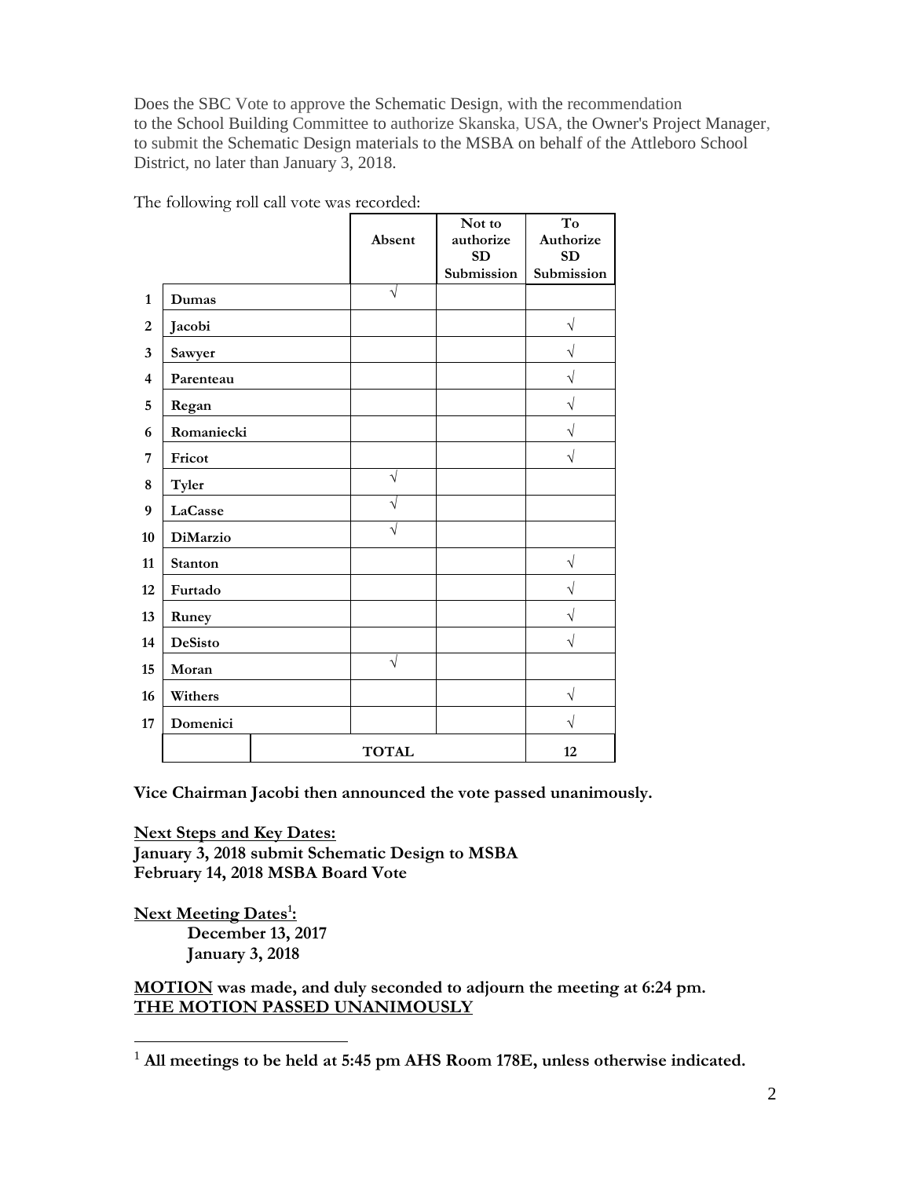Does the SBC Vote to approve the Schematic Design, with the recommendation to the School Building Committee to authorize Skanska, USA, the Owner's Project Manager, to submit the Schematic Design materials to the MSBA on behalf of the Attleboro School District, no later than January 3, 2018.

The following roll call vote was recorded:

| | | Absent | Not to authorize SD Submission | To Authorize SD Submission |
|---|---|---|---|---|
| 1 | **Dumas** | √ | | |
| 2 | **Jacobi** | | | √ |
| 3 | **Sawyer** | | | √ |
| 4 | **Parenteau** | | | √ |
| 5 | **Regan** | | | √ |
| 6 | **Romaniecki** | | | √ |
| 7 | **Fricot** | | | √ |
| 8 | **Tyler** | √ | | |
| 9 | **LaCasse** | √ | | |
| 10 | **DiMarzio** | √ | | |
| 11 | **Stanton** | | | √ |
| 12 | **Furtado** | | | √ |
| 13 | **Runey** | | | √ |
| 14 | **DeSisto** | | | √ |
| 15 | **Moran** | √ | | |
| 16 | **Withers** | | | √ |
| 17 | **Domenici** | | | √ |
| | | **TOTAL** | | **12** |

**Vice Chairman Jacobi then announced the vote passed unanimously.**

**<u>Next Steps and Key Dates:</u>**
**January 3, 2018 submit Schematic Design to MSBA**
**February 14, 2018 MSBA Board Vote**

**<u>Next Meeting Dates</u>[1]<u>:</u>**

**December 13, 2017**
**January 3, 2018**

**<u>MOTION</u> was made, and duly seconded to adjourn the meeting at 6:24 pm.**
**<u>THE MOTION PASSED UNANIMOUSLY</u>**

[1] **All meetings to be held at 5:45 pm AHS Room 178E, unless otherwise indicated.**